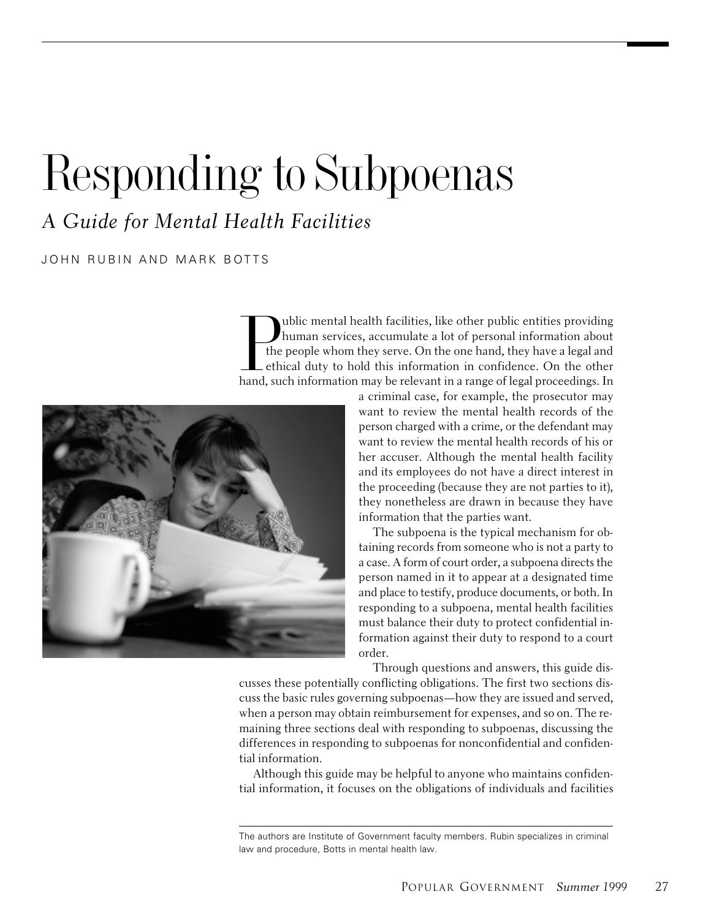# Responding to Subpoenas

## *A Guide for Mental Health Facilities*

JOHN RUBIN AND MARK BOTTS

Public mental health facilities, like other public entities providing human services, accumulate a lot of personal information about the people whom they serve. On the one hand, they have a legal and ethical duty to hold this information in confidence. On the other hand, such information may be relevant in a range of legal proceedings. In a criminal case, for example, the prosecutor may want to review the mental health records of the person charged with a crime, or the defendant may want to review the mental health records of his or her accuser. Although the mental health facility and its employees do not have a direct interest in the proceeding (because they are not parties to it), they nonetheless are drawn in because they have information that the parties want.

The subpoena is the typical mechanism for obtaining records from someone who is not a party to a case. A form of court order, a subpoena directs the person named in it to appear at a designated time and place to testify, produce documents, or both. In responding to a subpoena, mental health facilities must balance their duty to protect confidential information against their duty to respond to a court order.

Through questions and answers, this guide discusses these potentially conflicting obligations. The first two sections discuss the basic rules governing subpoenas—how they are issued and served, when a person may obtain reimbursement for expenses, and so on. The remaining three sections deal with responding to subpoenas, discussing the differences in responding to subpoenas for nonconfidential and confidential information.

Although this guide may be helpful to anyone who maintains confidential information, it focuses on the obligations of individuals and facilities

---

The authors are Institute of Government faculty members. Rubin specializes in criminal law and procedure, Botts in mental health law.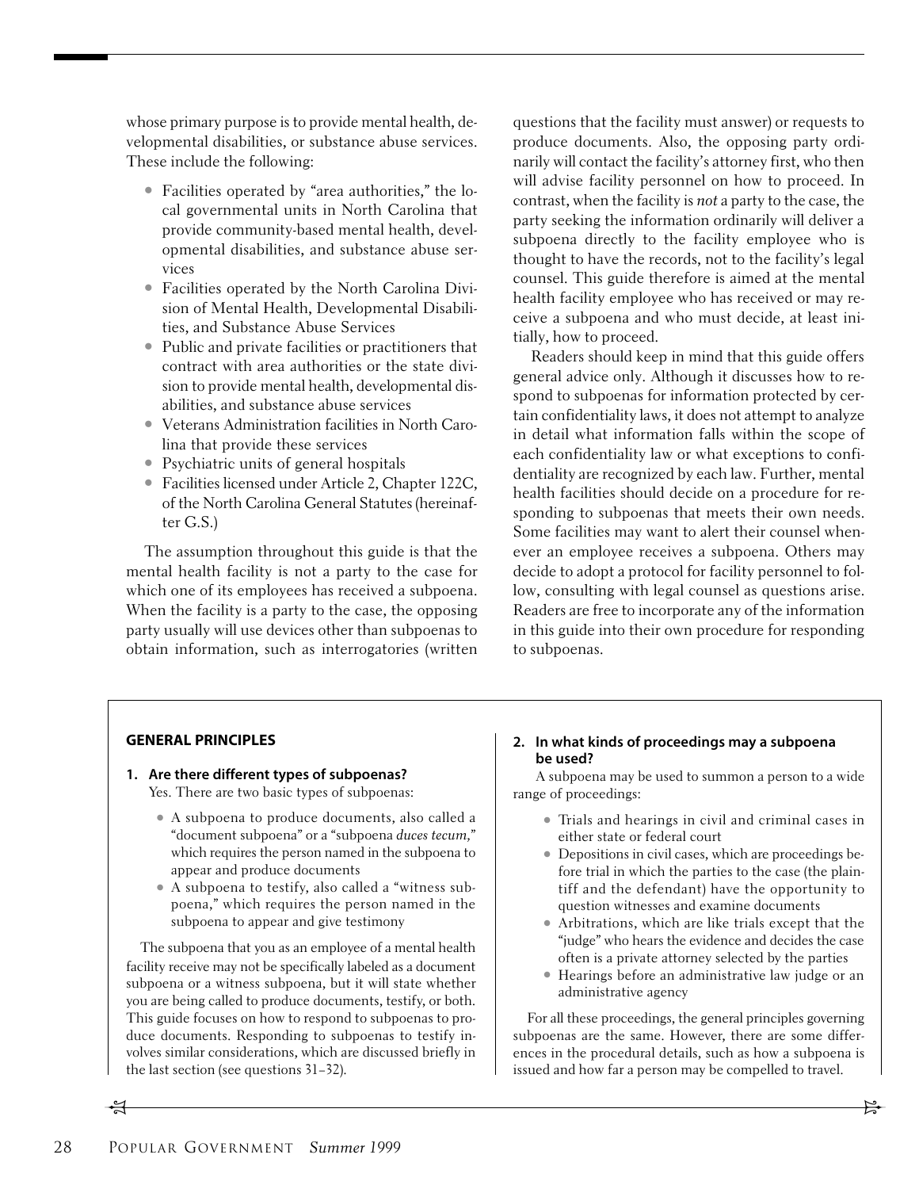whose primary purpose is to provide mental health, developmental disabilities, or substance abuse services. These include the following:

- Facilities operated by "area authorities," the local governmental units in North Carolina that provide community-based mental health, developmental disabilities, and substance abuse services
- Facilities operated by the North Carolina Division of Mental Health, Developmental Disabilities, and Substance Abuse Services
- Public and private facilities or practitioners that contract with area authorities or the state division to provide mental health, developmental disabilities, and substance abuse services
- Veterans Administration facilities in North Carolina that provide these services
- Psychiatric units of general hospitals
- Facilities licensed under Article 2, Chapter 122C, of the North Carolina General Statutes (hereinafter G.S.)

The assumption throughout this guide is that the mental health facility is not a party to the case for which one of its employees has received a subpoena. When the facility is a party to the case, the opposing party usually will use devices other than subpoenas to obtain information, such as interrogatories (written questions that the facility must answer) or requests to produce documents. Also, the opposing party ordinarily will contact the facility's attorney first, who then will advise facility personnel on how to proceed. In contrast, when the facility is *not* a party to the case, the party seeking the information ordinarily will deliver a subpoena directly to the facility employee who is thought to have the records, not to the facility's legal counsel. This guide therefore is aimed at the mental health facility employee who has received or may receive a subpoena and who must decide, at least initially, how to proceed.

Readers should keep in mind that this guide offers general advice only. Although it discusses how to respond to subpoenas for information protected by certain confidentiality laws, it does not attempt to analyze in detail what information falls within the scope of each confidentiality law or what exceptions to confidentiality are recognized by each law. Further, mental health facilities should decide on a procedure for responding to subpoenas that meets their own needs. Some facilities may want to alert their counsel whenever an employee receives a subpoena. Others may decide to adopt a protocol for facility personnel to follow, consulting with legal counsel as questions arise. Readers are free to incorporate any of the information in this guide into their own procedure for responding to subpoenas.

## GENERAL PRINCIPLES

### 1. Are there different types of subpoenas?

Yes. There are two basic types of subpoenas:

- A subpoena to produce documents, also called a "document subpoena" or a "subpoena *duces tecum*," which requires the person named in the subpoena to appear and produce documents
- A subpoena to testify, also called a "witness subpoena," which requires the person named in the subpoena to appear and give testimony

The subpoena that you as an employee of a mental health facility receive may not be specifically labeled as a document subpoena or a witness subpoena, but it will state whether you are being called to produce documents, testify, or both. This guide focuses on how to respond to subpoenas to produce documents. Responding to subpoenas to testify involves similar considerations, which are discussed briefly in the last section (see questions 31–32).

### 2. In what kinds of proceedings may a subpoena be used?

A subpoena may be used to summon a person to a wide range of proceedings:

- Trials and hearings in civil and criminal cases in either state or federal court
- Depositions in civil cases, which are proceedings before trial in which the parties to the case (the plaintiff and the defendant) have the opportunity to question witnesses and examine documents
- Arbitrations, which are like trials except that the "judge" who hears the evidence and decides the case often is a private attorney selected by the parties
- Hearings before an administrative law judge or an administrative agency

For all these proceedings, the general principles governing subpoenas are the same. However, there are some differences in the procedural details, such as how a subpoena is issued and how far a person may be compelled to travel.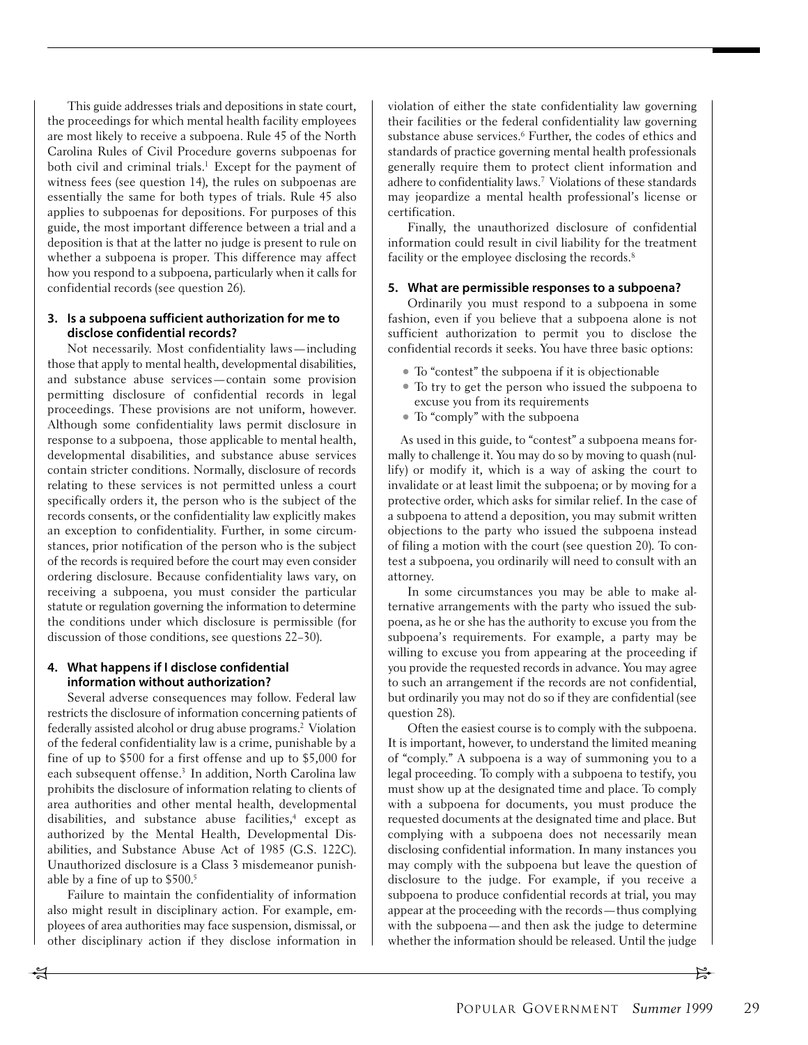This guide addresses trials and depositions in state court, the proceedings for which mental health facility employees are most likely to receive a subpoena. Rule 45 of the North Carolina Rules of Civil Procedure governs subpoenas for both civil and criminal trials.[1] Except for the payment of witness fees (see question 14), the rules on subpoenas are essentially the same for both types of trials. Rule 45 also applies to subpoenas for depositions. For purposes of this guide, the most important difference between a trial and a deposition is that at the latter no judge is present to rule on whether a subpoena is proper. This difference may affect how you respond to a subpoena, particularly when it calls for confidential records (see question 26).

### 3. Is a subpoena sufficient authorization for me to disclose confidential records?

Not necessarily. Most confidentiality laws—including those that apply to mental health, developmental disabilities, and substance abuse services—contain some provision permitting disclosure of confidential records in legal proceedings. These provisions are not uniform, however. Although some confidentiality laws permit disclosure in response to a subpoena, those applicable to mental health, developmental disabilities, and substance abuse services contain stricter conditions. Normally, disclosure of records relating to these services is not permitted unless a court specifically orders it, the person who is the subject of the records consents, or the confidentiality law explicitly makes an exception to confidentiality. Further, in some circumstances, prior notification of the person who is the subject of the records is required before the court may even consider ordering disclosure. Because confidentiality laws vary, on receiving a subpoena, you must consider the particular statute or regulation governing the information to determine the conditions under which disclosure is permissible (for discussion of those conditions, see questions 22–30).

### 4. What happens if I disclose confidential information without authorization?

Several adverse consequences may follow. Federal law restricts the disclosure of information concerning patients of federally assisted alcohol or drug abuse programs.[2] Violation of the federal confidentiality law is a crime, punishable by a fine of up to $500 for a first offense and up to $5,000 for each subsequent offense.[3] In addition, North Carolina law prohibits the disclosure of information relating to clients of area authorities and other mental health, developmental disabilities, and substance abuse facilities,[4] except as authorized by the Mental Health, Developmental Disabilities, and Substance Abuse Act of 1985 (G.S. 122C). Unauthorized disclosure is a Class 3 misdemeanor punishable by a fine of up to $500.[5]

Failure to maintain the confidentiality of information also might result in disciplinary action. For example, employees of area authorities may face suspension, dismissal, or other disciplinary action if they disclose information in violation of either the state confidentiality law governing their facilities or the federal confidentiality law governing substance abuse services.[6] Further, the codes of ethics and standards of practice governing mental health professionals generally require them to protect client information and adhere to confidentiality laws.[7] Violations of these standards may jeopardize a mental health professional's license or certification.

Finally, the unauthorized disclosure of confidential information could result in civil liability for the treatment facility or the employee disclosing the records.[8]

### 5. What are permissible responses to a subpoena?

Ordinarily you must respond to a subpoena in some fashion, even if you believe that a subpoena alone is not sufficient authorization to permit you to disclose the confidential records it seeks. You have three basic options:

- To "contest" the subpoena if it is objectionable
- To try to get the person who issued the subpoena to excuse you from its requirements
- To "comply" with the subpoena

As used in this guide, to "contest" a subpoena means formally to challenge it. You may do so by moving to quash (nullify) or modify it, which is a way of asking the court to invalidate or at least limit the subpoena; or by moving for a protective order, which asks for similar relief. In the case of a subpoena to attend a deposition, you may submit written objections to the party who issued the subpoena instead of filing a motion with the court (see question 20). To contest a subpoena, you ordinarily will need to consult with an attorney.

In some circumstances you may be able to make alternative arrangements with the party who issued the subpoena, as he or she has the authority to excuse you from the subpoena's requirements. For example, a party may be willing to excuse you from appearing at the proceeding if you provide the requested records in advance. You may agree to such an arrangement if the records are not confidential, but ordinarily you may not do so if they are confidential (see question 28).

Often the easiest course is to comply with the subpoena. It is important, however, to understand the limited meaning of "comply." A subpoena is a way of summoning you to a legal proceeding. To comply with a subpoena to testify, you must show up at the designated time and place. To comply with a subpoena for documents, you must produce the requested documents at the designated time and place. But complying with a subpoena does not necessarily mean disclosing confidential information. In many instances you may comply with the subpoena but leave the question of disclosure to the judge. For example, if you receive a subpoena to produce confidential records at trial, you may appear at the proceeding with the records—thus complying with the subpoena—and then ask the judge to determine whether the information should be released. Until the judge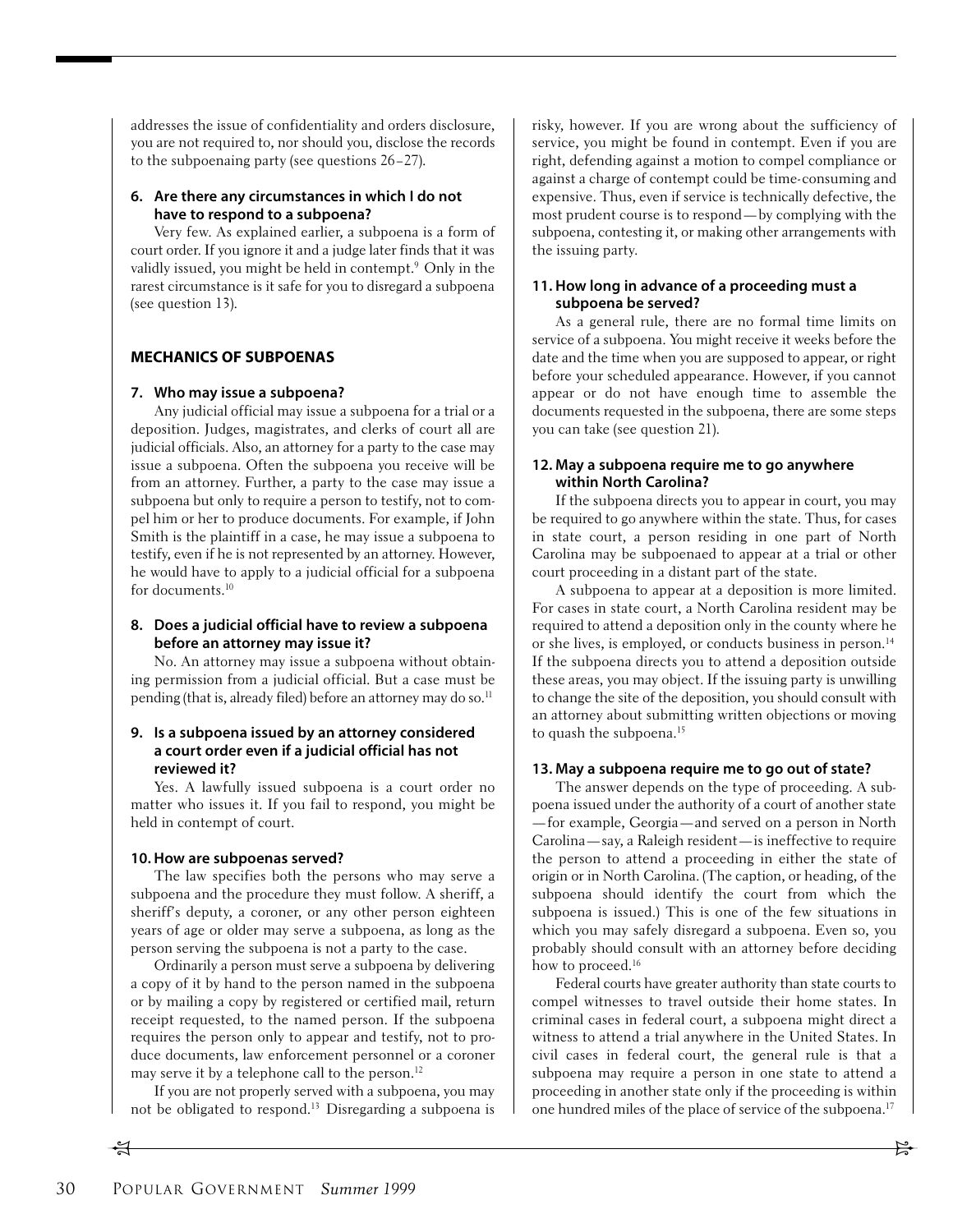addresses the issue of confidentiality and orders disclosure, you are not required to, nor should you, disclose the records to the subpoenaing party (see questions 26–27).

**6. Are there any circumstances in which I do not have to respond to a subpoena?**

Very few. As explained earlier, a subpoena is a form of court order. If you ignore it and a judge later finds that it was validly issued, you might be held in contempt.[9] Only in the rarest circumstance is it safe for you to disregard a subpoena (see question 13).

## MECHANICS OF SUBPOENAS

**7. Who may issue a subpoena?**

Any judicial official may issue a subpoena for a trial or a deposition. Judges, magistrates, and clerks of court all are judicial officials. Also, an attorney for a party to the case may issue a subpoena. Often the subpoena you receive will be from an attorney. Further, a party to the case may issue a subpoena but only to require a person to testify, not to compel him or her to produce documents. For example, if John Smith is the plaintiff in a case, he may issue a subpoena to testify, even if he is not represented by an attorney. However, he would have to apply to a judicial official for a subpoena for documents.[10]

**8. Does a judicial official have to review a subpoena before an attorney may issue it?**

No. An attorney may issue a subpoena without obtaining permission from a judicial official. But a case must be pending (that is, already filed) before an attorney may do so.[11]

**9. Is a subpoena issued by an attorney considered a court order even if a judicial official has not reviewed it?**

Yes. A lawfully issued subpoena is a court order no matter who issues it. If you fail to respond, you might be held in contempt of court.

**10. How are subpoenas served?**

The law specifies both the persons who may serve a subpoena and the procedure they must follow. A sheriff, a sheriff's deputy, a coroner, or any other person eighteen years of age or older may serve a subpoena, as long as the person serving the subpoena is not a party to the case.

Ordinarily a person must serve a subpoena by delivering a copy of it by hand to the person named in the subpoena or by mailing a copy by registered or certified mail, return receipt requested, to the named person. If the subpoena requires the person only to appear and testify, not to produce documents, law enforcement personnel or a coroner may serve it by a telephone call to the person.[12]

If you are not properly served with a subpoena, you may not be obligated to respond.[13] Disregarding a subpoena is risky, however. If you are wrong about the sufficiency of service, you might be found in contempt. Even if you are right, defending against a motion to compel compliance or against a charge of contempt could be time-consuming and expensive. Thus, even if service is technically defective, the most prudent course is to respond—by complying with the subpoena, contesting it, or making other arrangements with the issuing party.

**11. How long in advance of a proceeding must a subpoena be served?**

As a general rule, there are no formal time limits on service of a subpoena. You might receive it weeks before the date and the time when you are supposed to appear, or right before your scheduled appearance. However, if you cannot appear or do not have enough time to assemble the documents requested in the subpoena, there are some steps you can take (see question 21).

**12. May a subpoena require me to go anywhere within North Carolina?**

If the subpoena directs you to appear in court, you may be required to go anywhere within the state. Thus, for cases in state court, a person residing in one part of North Carolina may be subpoenaed to appear at a trial or other court proceeding in a distant part of the state.

A subpoena to appear at a deposition is more limited. For cases in state court, a North Carolina resident may be required to attend a deposition only in the county where he or she lives, is employed, or conducts business in person.[14] If the subpoena directs you to attend a deposition outside these areas, you may object. If the issuing party is unwilling to change the site of the deposition, you should consult with an attorney about submitting written objections or moving to quash the subpoena.[15]

**13. May a subpoena require me to go out of state?**

The answer depends on the type of proceeding. A subpoena issued under the authority of a court of another state—for example, Georgia—and served on a person in North Carolina—say, a Raleigh resident—is ineffective to require the person to attend a proceeding in either the state of origin or in North Carolina. (The caption, or heading, of the subpoena should identify the court from which the subpoena is issued.) This is one of the few situations in which you may safely disregard a subpoena. Even so, you probably should consult with an attorney before deciding how to proceed.[16]

Federal courts have greater authority than state courts to compel witnesses to travel outside their home states. In criminal cases in federal court, a subpoena might direct a witness to attend a trial anywhere in the United States. In civil cases in federal court, the general rule is that a subpoena may require a person in one state to attend a proceeding in another state only if the proceeding is within one hundred miles of the place of service of the subpoena.[17]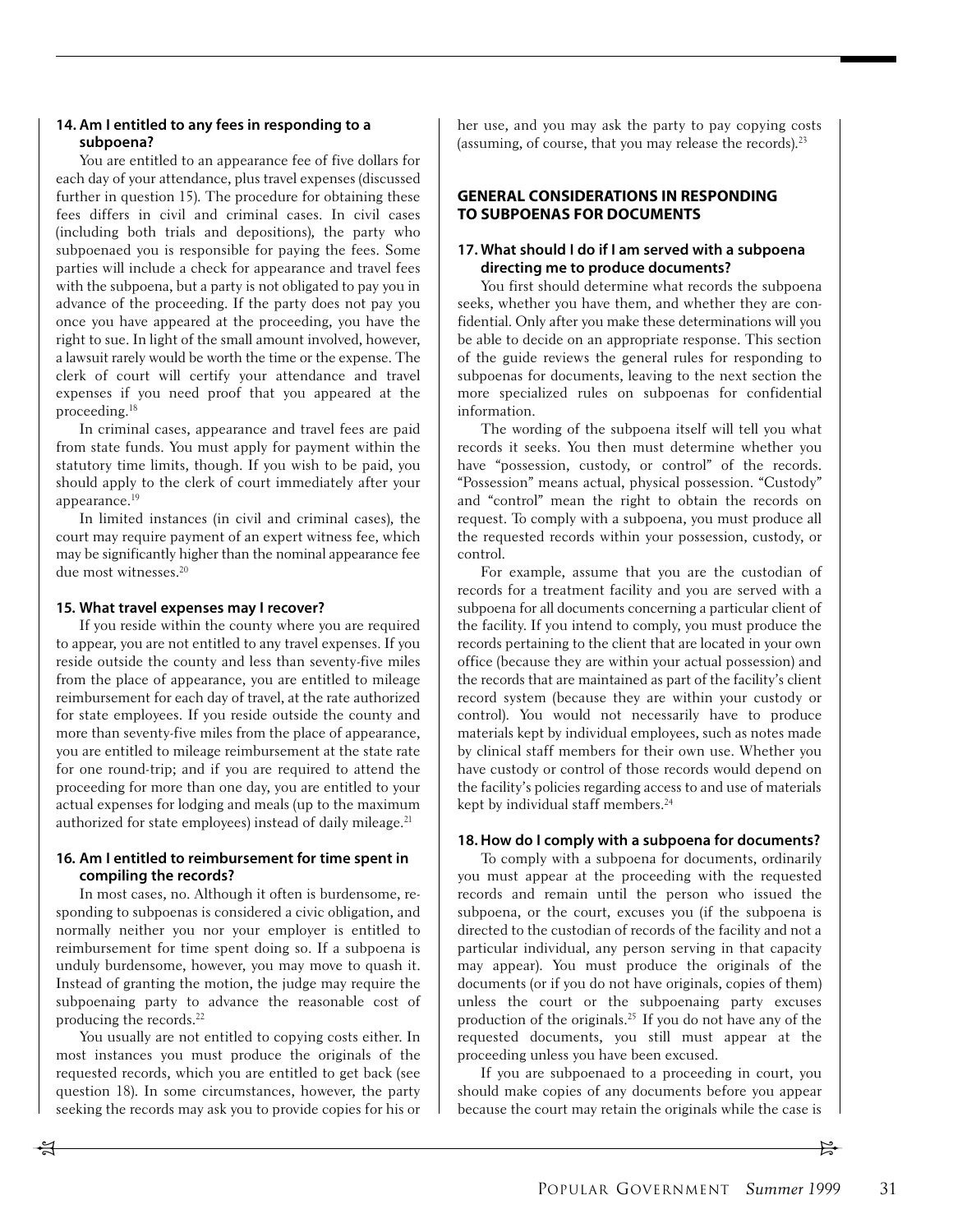#### 14. Am I entitled to any fees in responding to a subpoena?

You are entitled to an appearance fee of five dollars for each day of your attendance, plus travel expenses (discussed further in question 15). The procedure for obtaining these fees differs in civil and criminal cases. In civil cases (including both trials and depositions), the party who subpoenaed you is responsible for paying the fees. Some parties will include a check for appearance and travel fees with the subpoena, but a party is not obligated to pay you in advance of the proceeding. If the party does not pay you once you have appeared at the proceeding, you have the right to sue. In light of the small amount involved, however, a lawsuit rarely would be worth the time or the expense. The clerk of court will certify your attendance and travel expenses if you need proof that you appeared at the proceeding.[18]

In criminal cases, appearance and travel fees are paid from state funds. You must apply for payment within the statutory time limits, though. If you wish to be paid, you should apply to the clerk of court immediately after your appearance.[19]

In limited instances (in civil and criminal cases), the court may require payment of an expert witness fee, which may be significantly higher than the nominal appearance fee due most witnesses.[20]

#### 15. What travel expenses may I recover?

If you reside within the county where you are required to appear, you are not entitled to any travel expenses. If you reside outside the county and less than seventy-five miles from the place of appearance, you are entitled to mileage reimbursement for each day of travel, at the rate authorized for state employees. If you reside outside the county and more than seventy-five miles from the place of appearance, you are entitled to mileage reimbursement at the state rate for one round-trip; and if you are required to attend the proceeding for more than one day, you are entitled to your actual expenses for lodging and meals (up to the maximum authorized for state employees) instead of daily mileage.[21]

#### 16. Am I entitled to reimbursement for time spent in compiling the records?

In most cases, no. Although it often is burdensome, responding to subpoenas is considered a civic obligation, and normally neither you nor your employer is entitled to reimbursement for time spent doing so. If a subpoena is unduly burdensome, however, you may move to quash it. Instead of granting the motion, the judge may require the subpoenaing party to advance the reasonable cost of producing the records.[22]

You usually are not entitled to copying costs either. In most instances you must produce the originals of the requested records, which you are entitled to get back (see question 18). In some circumstances, however, the party seeking the records may ask you to provide copies for his or her use, and you may ask the party to pay copying costs (assuming, of course, that you may release the records).[23]

### GENERAL CONSIDERATIONS IN RESPONDING TO SUBPOENAS FOR DOCUMENTS

#### 17. What should I do if I am served with a subpoena directing me to produce documents?

You first should determine what records the subpoena seeks, whether you have them, and whether they are confidential. Only after you make these determinations will you be able to decide on an appropriate response. This section of the guide reviews the general rules for responding to subpoenas for documents, leaving to the next section the more specialized rules on subpoenas for confidential information.

The wording of the subpoena itself will tell you what records it seeks. You then must determine whether you have "possession, custody, or control" of the records. "Possession" means actual, physical possession. "Custody" and "control" mean the right to obtain the records on request. To comply with a subpoena, you must produce all the requested records within your possession, custody, or control.

For example, assume that you are the custodian of records for a treatment facility and you are served with a subpoena for all documents concerning a particular client of the facility. If you intend to comply, you must produce the records pertaining to the client that are located in your own office (because they are within your actual possession) and the records that are maintained as part of the facility's client record system (because they are within your custody or control). You would not necessarily have to produce materials kept by individual employees, such as notes made by clinical staff members for their own use. Whether you have custody or control of those records would depend on the facility's policies regarding access to and use of materials kept by individual staff members.[24]

#### 18. How do I comply with a subpoena for documents?

To comply with a subpoena for documents, ordinarily you must appear at the proceeding with the requested records and remain until the person who issued the subpoena, or the court, excuses you (if the subpoena is directed to the custodian of records of the facility and not a particular individual, any person serving in that capacity may appear). You must produce the originals of the documents (or if you do not have originals, copies of them) unless the court or the subpoenaing party excuses production of the originals.[25] If you do not have any of the requested documents, you still must appear at the proceeding unless you have been excused.

If you are subpoenaed to a proceeding in court, you should make copies of any documents before you appear because the court may retain the originals while the case is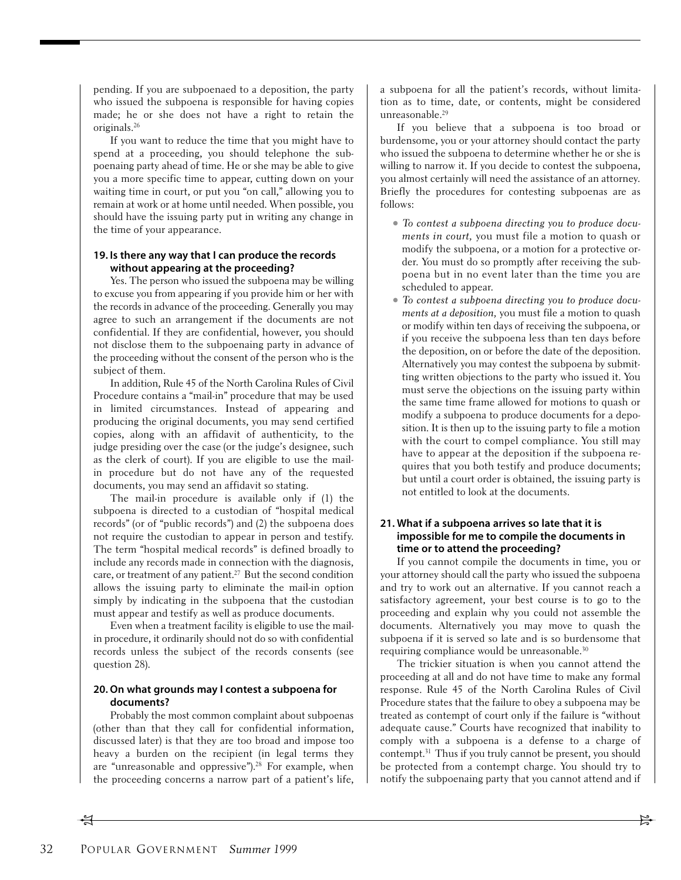pending. If you are subpoenaed to a deposition, the party who issued the subpoena is responsible for having copies made; he or she does not have a right to retain the originals.[26]

If you want to reduce the time that you might have to spend at a proceeding, you should telephone the subpoenaing party ahead of time. He or she may be able to give you a more specific time to appear, cutting down on your waiting time in court, or put you "on call," allowing you to remain at work or at home until needed. When possible, you should have the issuing party put in writing any change in the time of your appearance.

### 19. Is there any way that I can produce the records without appearing at the proceeding?

Yes. The person who issued the subpoena may be willing to excuse you from appearing if you provide him or her with the records in advance of the proceeding. Generally you may agree to such an arrangement if the documents are not confidential. If they are confidential, however, you should not disclose them to the subpoenaing party in advance of the proceeding without the consent of the person who is the subject of them.

In addition, Rule 45 of the North Carolina Rules of Civil Procedure contains a "mail-in" procedure that may be used in limited circumstances. Instead of appearing and producing the original documents, you may send certified copies, along with an affidavit of authenticity, to the judge presiding over the case (or the judge's designee, such as the clerk of court). If you are eligible to use the mail-in procedure but do not have any of the requested documents, you may send an affidavit so stating.

The mail-in procedure is available only if (1) the subpoena is directed to a custodian of "hospital medical records" (or of "public records") and (2) the subpoena does not require the custodian to appear in person and testify. The term "hospital medical records" is defined broadly to include any records made in connection with the diagnosis, care, or treatment of any patient.[27] But the second condition allows the issuing party to eliminate the mail-in option simply by indicating in the subpoena that the custodian must appear and testify as well as produce documents.

Even when a treatment facility is eligible to use the mail-in procedure, it ordinarily should not do so with confidential records unless the subject of the records consents (see question 28).

### 20. On what grounds may I contest a subpoena for documents?

Probably the most common complaint about subpoenas (other than that they call for confidential information, discussed later) is that they are too broad and impose too heavy a burden on the recipient (in legal terms they are "unreasonable and oppressive").[28] For example, when the proceeding concerns a narrow part of a patient's life, a subpoena for all the patient's records, without limitation as to time, date, or contents, might be considered unreasonable.[29]

If you believe that a subpoena is too broad or burdensome, you or your attorney should contact the party who issued the subpoena to determine whether he or she is willing to narrow it. If you decide to contest the subpoena, you almost certainly will need the assistance of an attorney. Briefly the procedures for contesting subpoenas are as follows:

- *To contest a subpoena directing you to produce documents in court,* you must file a motion to quash or modify the subpoena, or a motion for a protective order. You must do so promptly after receiving the subpoena but in no event later than the time you are scheduled to appear.
- *To contest a subpoena directing you to produce documents at a deposition,* you must file a motion to quash or modify within ten days of receiving the subpoena, or if you receive the subpoena less than ten days before the deposition, on or before the date of the deposition. Alternatively you may contest the subpoena by submitting written objections to the party who issued it. You must serve the objections on the issuing party within the same time frame allowed for motions to quash or modify a subpoena to produce documents for a deposition. It is then up to the issuing party to file a motion with the court to compel compliance. You still may have to appear at the deposition if the subpoena requires that you both testify and produce documents; but until a court order is obtained, the issuing party is not entitled to look at the documents.

### 21. What if a subpoena arrives so late that it is impossible for me to compile the documents in time or to attend the proceeding?

If you cannot compile the documents in time, you or your attorney should call the party who issued the subpoena and try to work out an alternative. If you cannot reach a satisfactory agreement, your best course is to go to the proceeding and explain why you could not assemble the documents. Alternatively you may move to quash the subpoena if it is served so late and is so burdensome that requiring compliance would be unreasonable.[30]

The trickier situation is when you cannot attend the proceeding at all and do not have time to make any formal response. Rule 45 of the North Carolina Rules of Civil Procedure states that the failure to obey a subpoena may be treated as contempt of court only if the failure is "without adequate cause." Courts have recognized that inability to comply with a subpoena is a defense to a charge of contempt.[31] Thus if you truly cannot be present, you should be protected from a contempt charge. You should try to notify the subpoenaing party that you cannot attend and if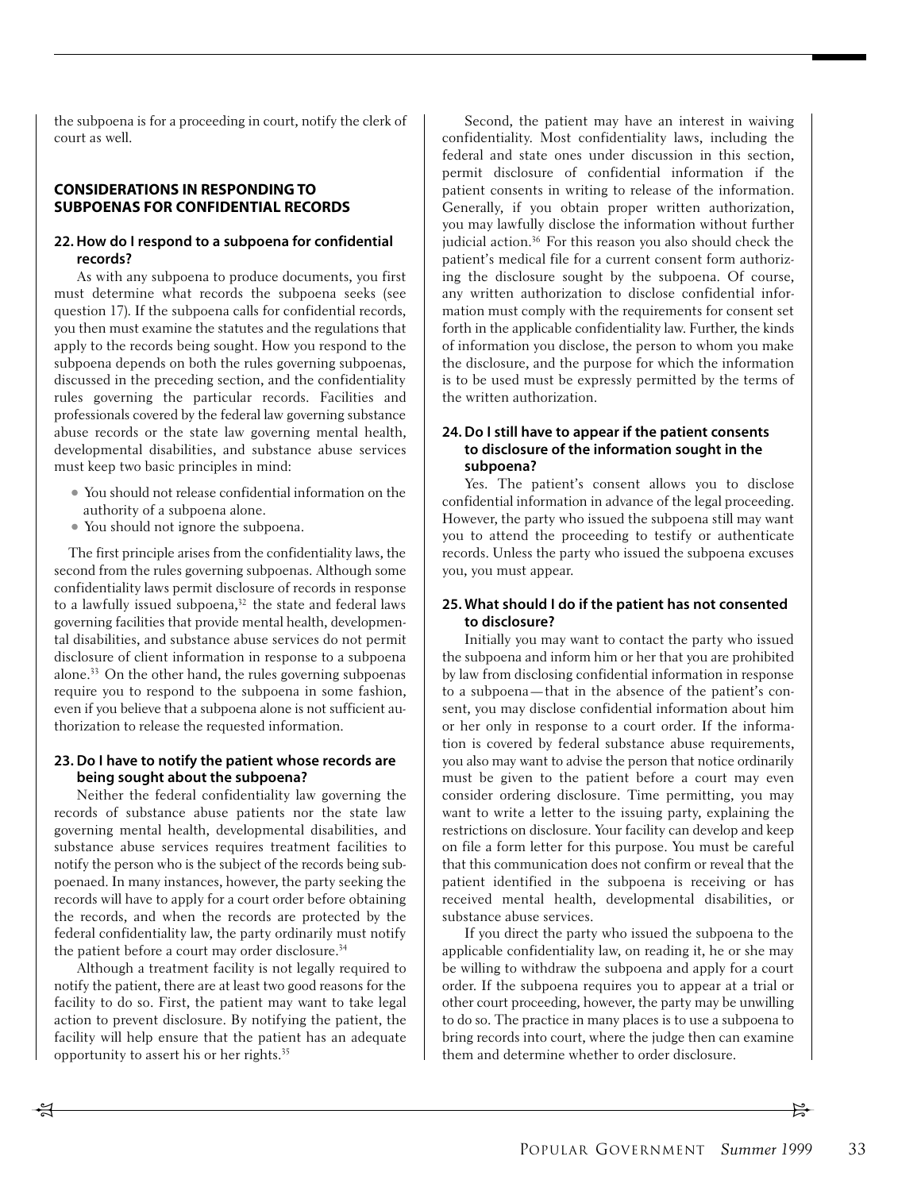the subpoena is for a proceeding in court, notify the clerk of court as well.

## CONSIDERATIONS IN RESPONDING TO SUBPOENAS FOR CONFIDENTIAL RECORDS

### 22. How do I respond to a subpoena for confidential records?

As with any subpoena to produce documents, you first must determine what records the subpoena seeks (see question 17). If the subpoena calls for confidential records, you then must examine the statutes and the regulations that apply to the records being sought. How you respond to the subpoena depends on both the rules governing subpoenas, discussed in the preceding section, and the confidentiality rules governing the particular records. Facilities and professionals covered by the federal law governing substance abuse records or the state law governing mental health, developmental disabilities, and substance abuse services must keep two basic principles in mind:

- You should not release confidential information on the authority of a subpoena alone.
- You should not ignore the subpoena.

The first principle arises from the confidentiality laws, the second from the rules governing subpoenas. Although some confidentiality laws permit disclosure of records in response to a lawfully issued subpoena,[32] the state and federal laws governing facilities that provide mental health, developmental disabilities, and substance abuse services do not permit disclosure of client information in response to a subpoena alone.[33] On the other hand, the rules governing subpoenas require you to respond to the subpoena in some fashion, even if you believe that a subpoena alone is not sufficient authorization to release the requested information.

### 23. Do I have to notify the patient whose records are being sought about the subpoena?

Neither the federal confidentiality law governing the records of substance abuse patients nor the state law governing mental health, developmental disabilities, and substance abuse services requires treatment facilities to notify the person who is the subject of the records being subpoenaed. In many instances, however, the party seeking the records will have to apply for a court order before obtaining the records, and when the records are protected by the federal confidentiality law, the party ordinarily must notify the patient before a court may order disclosure.[34]

Although a treatment facility is not legally required to notify the patient, there are at least two good reasons for the facility to do so. First, the patient may want to take legal action to prevent disclosure. By notifying the patient, the facility will help ensure that the patient has an adequate opportunity to assert his or her rights.[35]

Second, the patient may have an interest in waiving confidentiality. Most confidentiality laws, including the federal and state ones under discussion in this section, permit disclosure of confidential information if the patient consents in writing to release of the information. Generally, if you obtain proper written authorization, you may lawfully disclose the information without further judicial action.[36] For this reason you also should check the patient's medical file for a current consent form authorizing the disclosure sought by the subpoena. Of course, any written authorization to disclose confidential information must comply with the requirements for consent set forth in the applicable confidentiality law. Further, the kinds of information you disclose, the person to whom you make the disclosure, and the purpose for which the information is to be used must be expressly permitted by the terms of the written authorization.

### 24. Do I still have to appear if the patient consents to disclosure of the information sought in the subpoena?

Yes. The patient's consent allows you to disclose confidential information in advance of the legal proceeding. However, the party who issued the subpoena still may want you to attend the proceeding to testify or authenticate records. Unless the party who issued the subpoena excuses you, you must appear.

### 25. What should I do if the patient has not consented to disclosure?

Initially you may want to contact the party who issued the subpoena and inform him or her that you are prohibited by law from disclosing confidential information in response to a subpoena—that in the absence of the patient's consent, you may disclose confidential information about him or her only in response to a court order. If the information is covered by federal substance abuse requirements, you also may want to advise the person that notice ordinarily must be given to the patient before a court may even consider ordering disclosure. Time permitting, you may want to write a letter to the issuing party, explaining the restrictions on disclosure. Your facility can develop and keep on file a form letter for this purpose. You must be careful that this communication does not confirm or reveal that the patient identified in the subpoena is receiving or has received mental health, developmental disabilities, or substance abuse services.

If you direct the party who issued the subpoena to the applicable confidentiality law, on reading it, he or she may be willing to withdraw the subpoena and apply for a court order. If the subpoena requires you to appear at a trial or other court proceeding, however, the party may be unwilling to do so. The practice in many places is to use a subpoena to bring records into court, where the judge then can examine them and determine whether to order disclosure.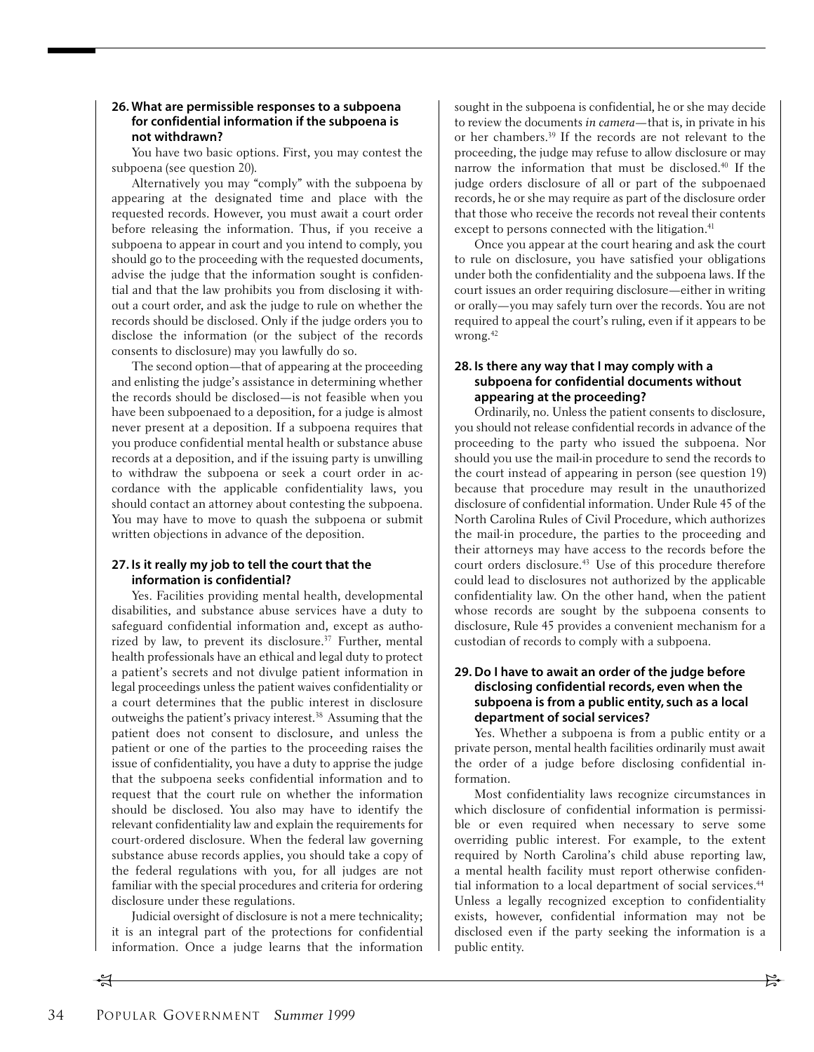### 26. What are permissible responses to a subpoena for confidential information if the subpoena is not withdrawn?

You have two basic options. First, you may contest the subpoena (see question 20).

Alternatively you may "comply" with the subpoena by appearing at the designated time and place with the requested records. However, you must await a court order before releasing the information. Thus, if you receive a subpoena to appear in court and you intend to comply, you should go to the proceeding with the requested documents, advise the judge that the information sought is confidential and that the law prohibits you from disclosing it without a court order, and ask the judge to rule on whether the records should be disclosed. Only if the judge orders you to disclose the information (or the subject of the records consents to disclosure) may you lawfully do so.

The second option—that of appearing at the proceeding and enlisting the judge's assistance in determining whether the records should be disclosed—is not feasible when you have been subpoenaed to a deposition, for a judge is almost never present at a deposition. If a subpoena requires that you produce confidential mental health or substance abuse records at a deposition, and if the issuing party is unwilling to withdraw the subpoena or seek a court order in accordance with the applicable confidentiality laws, you should contact an attorney about contesting the subpoena. You may have to move to quash the subpoena or submit written objections in advance of the deposition.

### 27. Is it really my job to tell the court that the information is confidential?

Yes. Facilities providing mental health, developmental disabilities, and substance abuse services have a duty to safeguard confidential information and, except as authorized by law, to prevent its disclosure.[37] Further, mental health professionals have an ethical and legal duty to protect a patient's secrets and not divulge patient information in legal proceedings unless the patient waives confidentiality or a court determines that the public interest in disclosure outweighs the patient's privacy interest.[38] Assuming that the patient does not consent to disclosure, and unless the patient or one of the parties to the proceeding raises the issue of confidentiality, you have a duty to apprise the judge that the subpoena seeks confidential information and to request that the court rule on whether the information should be disclosed. You also may have to identify the relevant confidentiality law and explain the requirements for court-ordered disclosure. When the federal law governing substance abuse records applies, you should take a copy of the federal regulations with you, for all judges are not familiar with the special procedures and criteria for ordering disclosure under these regulations.

Judicial oversight of disclosure is not a mere technicality; it is an integral part of the protections for confidential information. Once a judge learns that the information sought in the subpoena is confidential, he or she may decide to review the documents *in camera*—that is, in private in his or her chambers.[39] If the records are not relevant to the proceeding, the judge may refuse to allow disclosure or may narrow the information that must be disclosed.[40] If the judge orders disclosure of all or part of the subpoenaed records, he or she may require as part of the disclosure order that those who receive the records not reveal their contents except to persons connected with the litigation.[41]

Once you appear at the court hearing and ask the court to rule on disclosure, you have satisfied your obligations under both the confidentiality and the subpoena laws. If the court issues an order requiring disclosure—either in writing or orally—you may safely turn over the records. You are not required to appeal the court's ruling, even if it appears to be wrong.[42]

### 28. Is there any way that I may comply with a subpoena for confidential documents without appearing at the proceeding?

Ordinarily, no. Unless the patient consents to disclosure, you should not release confidential records in advance of the proceeding to the party who issued the subpoena. Nor should you use the mail-in procedure to send the records to the court instead of appearing in person (see question 19) because that procedure may result in the unauthorized disclosure of confidential information. Under Rule 45 of the North Carolina Rules of Civil Procedure, which authorizes the mail-in procedure, the parties to the proceeding and their attorneys may have access to the records before the court orders disclosure.[43] Use of this procedure therefore could lead to disclosures not authorized by the applicable confidentiality law. On the other hand, when the patient whose records are sought by the subpoena consents to disclosure, Rule 45 provides a convenient mechanism for a custodian of records to comply with a subpoena.

### 29. Do I have to await an order of the judge before disclosing confidential records, even when the subpoena is from a public entity, such as a local department of social services?

Yes. Whether a subpoena is from a public entity or a private person, mental health facilities ordinarily must await the order of a judge before disclosing confidential information.

Most confidentiality laws recognize circumstances in which disclosure of confidential information is permissible or even required when necessary to serve some overriding public interest. For example, to the extent required by North Carolina's child abuse reporting law, a mental health facility must report otherwise confidential information to a local department of social services.[44] Unless a legally recognized exception to confidentiality exists, however, confidential information may not be disclosed even if the party seeking the information is a public entity.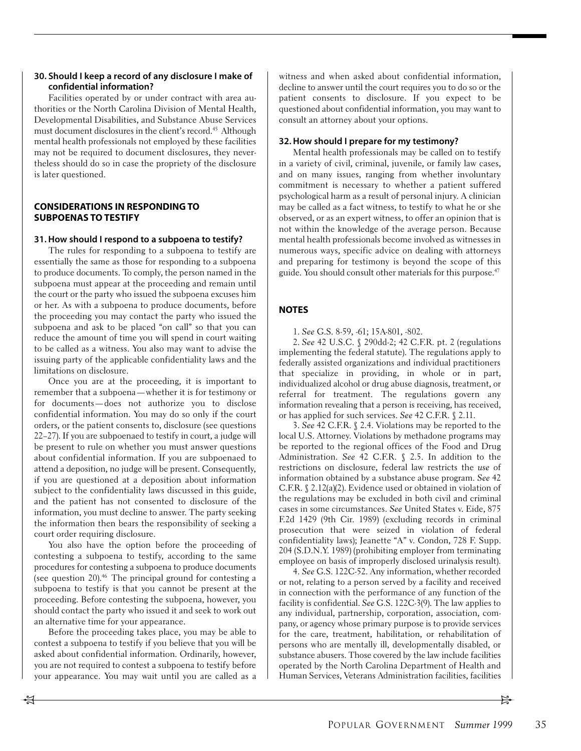**30. Should I keep a record of any disclosure I make of confidential information?**

Facilities operated by or under contract with area authorities or the North Carolina Division of Mental Health, Developmental Disabilities, and Substance Abuse Services must document disclosures in the client's record.[45] Although mental health professionals not employed by these facilities may not be required to document disclosures, they nevertheless should do so in case the propriety of the disclosure is later questioned.

## CONSIDERATIONS IN RESPONDING TO SUBPOENAS TO TESTIFY

**31. How should I respond to a subpoena to testify?**

The rules for responding to a subpoena to testify are essentially the same as those for responding to a subpoena to produce documents. To comply, the person named in the subpoena must appear at the proceeding and remain until the court or the party who issued the subpoena excuses him or her. As with a subpoena to produce documents, before the proceeding you may contact the party who issued the subpoena and ask to be placed "on call" so that you can reduce the amount of time you will spend in court waiting to be called as a witness. You also may want to advise the issuing party of the applicable confidentiality laws and the limitations on disclosure.

Once you are at the proceeding, it is important to remember that a subpoena—whether it is for testimony or for documents—does not authorize you to disclose confidential information. You may do so only if the court orders, or the patient consents to, disclosure (see questions 22–27). If you are subpoenaed to testify in court, a judge will be present to rule on whether you must answer questions about confidential information. If you are subpoenaed to attend a deposition, no judge will be present. Consequently, if you are questioned at a deposition about information subject to the confidentiality laws discussed in this guide, and the patient has not consented to disclosure of the information, you must decline to answer. The party seeking the information then bears the responsibility of seeking a court order requiring disclosure.

You also have the option before the proceeding of contesting a subpoena to testify, according to the same procedures for contesting a subpoena to produce documents (see question 20).[46] The principal ground for contesting a subpoena to testify is that you cannot be present at the proceeding. Before contesting the subpoena, however, you should contact the party who issued it and seek to work out an alternative time for your appearance.

Before the proceeding takes place, you may be able to contest a subpoena to testify if you believe that you will be asked about confidential information. Ordinarily, however, you are not required to contest a subpoena to testify before your appearance. You may wait until you are called as a witness and when asked about confidential information, decline to answer until the court requires you to do so or the patient consents to disclosure. If you expect to be questioned about confidential information, you may want to consult an attorney about your options.

**32. How should I prepare for my testimony?**

Mental health professionals may be called on to testify in a variety of civil, criminal, juvenile, or family law cases, and on many issues, ranging from whether involuntary commitment is necessary to whether a patient suffered psychological harm as a result of personal injury. A clinician may be called as a fact witness, to testify to what he or she observed, or as an expert witness, to offer an opinion that is not within the knowledge of the average person. Because mental health professionals become involved as witnesses in numerous ways, specific advice on dealing with attorneys and preparing for testimony is beyond the scope of this guide. You should consult other materials for this purpose.[47]

## NOTES

1. *See* G.S. 8-59, -61; 15A-801, -802.

2. *See* 42 U.S.C. § 290dd-2; 42 C.F.R. pt. 2 (regulations implementing the federal statute). The regulations apply to federally assisted organizations and individual practitioners that specialize in providing, in whole or in part, individualized alcohol or drug abuse diagnosis, treatment, or referral for treatment. The regulations govern any information revealing that a person is receiving, has received, or has applied for such services. *See* 42 C.F.R. § 2.11.

3. *See* 42 C.F.R. § 2.4. Violations may be reported to the local U.S. Attorney. Violations by methadone programs may be reported to the regional offices of the Food and Drug Administration. *See* 42 C.F.R. § 2.5. In addition to the restrictions on disclosure, federal law restricts the *use* of information obtained by a substance abuse program. *See* 42 C.F.R. § 2.12(a)(2). Evidence used or obtained in violation of the regulations may be excluded in both civil and criminal cases in some circumstances. *See* United States v. Eide, 875 F.2d 1429 (9th Cir. 1989) (excluding records in criminal prosecution that were seized in violation of federal confidentiality laws); Jeanette "A" v. Condon, 728 F. Supp. 204 (S.D.N.Y. 1989) (prohibiting employer from terminating employee on basis of improperly disclosed urinalysis result).

4. *See* G.S. 122C-52. Any information, whether recorded or not, relating to a person served by a facility and received in connection with the performance of any function of the facility is confidential. *See* G.S. 122C-3(9). The law applies to any individual, partnership, corporation, association, company, or agency whose primary purpose is to provide services for the care, treatment, habilitation, or rehabilitation of persons who are mentally ill, developmentally disabled, or substance abusers. Those covered by the law include facilities operated by the North Carolina Department of Health and Human Services, Veterans Administration facilities, facilities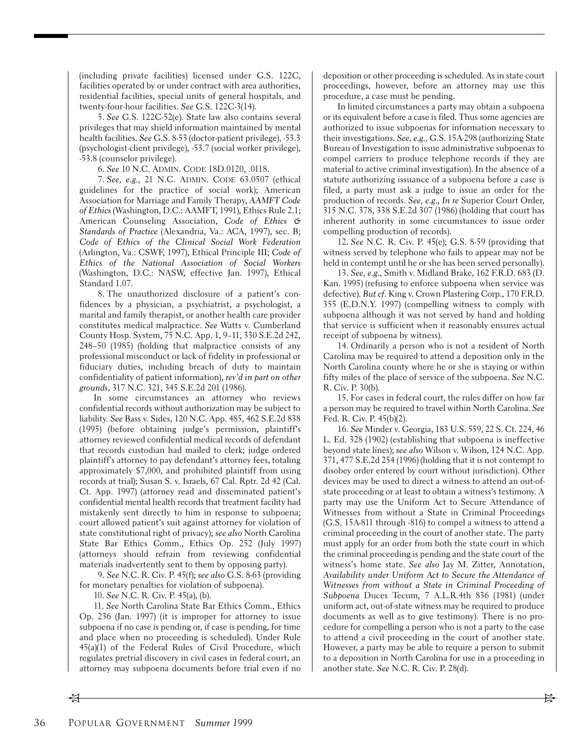(including private facilities) licensed under G.S. 122C, facilities operated by or under contract with area authorities, residential facilities, special units of general hospitals, and twenty-four-hour facilities. *See* G.S. 122C-3(14).

5. *See* G.S. 122C-52(e). State law also contains several privileges that may shield information maintained by mental health facilities. *See* G.S. 8-53 (doctor-patient privilege), -53.3 (psychologist-client privilege), -53.7 (social worker privilege), -53.8 (counselor privilege).

6. *See* 10 N.C. ADMIN. CODE 18D.0120, .0118.

7. *See, e.g.,* 21 N.C. ADMIN. CODE 63.0507 (ethical guidelines for the practice of social work); American Association for Marriage and Family Therapy, *AAMFT Code of Ethics* (Washington, D.C.: AAMFT, 1991), Ethics Rule 2.1; American Counseling Association, *Code of Ethics & Standards of Practice* (Alexandria, Va.: ACA, 1997), sec. B; *Code of Ethics of the Clinical Social Work Federation* (Arlington, Va.: CSWF, 1997), Ethical Principle III; *Code of Ethics of the National Association of Social Workers* (Washington, D.C.: NASW, effective Jan. 1997), Ethical Standard 1.07.

8. The unauthorized disclosure of a patient's confidences by a physician, a psychiatrist, a psychologist, a marital and family therapist, or another health care provider constitutes medical malpractice. *See* Watts v. Cumberland County Hosp. System, 75 N.C. App. 1, 9–11, 330 S.E.2d 242, 248–50 (1985) (holding that malpractice consists of any professional misconduct or lack of fidelity in professional or fiduciary duties, including breach of duty to maintain confidentiality of patient information), *rev'd in part on other grounds*, 317 N.C. 321, 345 S.E.2d 201 (1986).

In some circumstances an attorney who reviews confidential records without authorization may be subject to liability. *See* Bass v. Sides, 120 N.C. App. 485, 462 S.E.2d 838 (1995) (before obtaining judge's permission, plaintiff's attorney reviewed confidential medical records of defendant that records custodian had mailed to clerk; judge ordered plaintiff's attorney to pay defendant's attorney fees, totaling approximately $7,000, and prohibited plaintiff from using records at trial); Susan S. v. Israels, 67 Cal. Rptr. 2d 42 (Cal. Ct. App. 1997) (attorney read and disseminated patient's confidential mental health records that treatment facility had mistakenly sent directly to him in response to subpoena; court allowed patient's suit against attorney for violation of state constitutional right of privacy); *see also* North Carolina State Bar Ethics Comm., Ethics Op. 252 (July 1997) (attorneys should refrain from reviewing confidential materials inadvertently sent to them by opposing party).

9. *See* N.C. R. Civ. P. 45(f); *see also* G.S. 8-63 (providing for monetary penalties for violation of subpoena).

10. *See* N.C. R. Civ. P. 45(a), (b).

11. *See* North Carolina State Bar Ethics Comm., Ethics Op. 236 (Jan. 1997) (it is improper for attorney to issue subpoena if no case is pending or, if case is pending, for time and place when no proceeding is scheduled). Under Rule 45(a)(1) of the Federal Rules of Civil Procedure, which regulates pretrial discovery in civil cases in federal court, an attorney may subpoena documents before trial even if no deposition or other proceeding is scheduled. As in state court proceedings, however, before an attorney may use this procedure, a case must be pending.

In limited circumstances a party may obtain a subpoena or its equivalent before a case is filed. Thus some agencies are authorized to issue subpoenas for information necessary to their investigations. *See, e.g.,* G.S. 15A-298 (authorizing State Bureau of Investigation to issue administrative subpoenas to compel carriers to produce telephone records if they are material to active criminal investigation). In the absence of a statute authorizing issuance of a subpoena before a case is filed, a party must ask a judge to issue an order for the production of records. *See, e.g., In re* Superior Court Order, 315 N.C. 378, 338 S.E.2d 307 (1986) (holding that court has inherent authority in some circumstances to issue order compelling production of records).

12. *See* N.C. R. Civ. P. 45(e); G.S. 8-59 (providing that witness served by telephone who fails to appear may not be held in contempt until he or she has been served personally).

13. *See, e.g.,* Smith v. Midland Brake, 162 F.R.D. 683 (D. Kan. 1995) (refusing to enforce subpoena when service was defective). *But cf.* King v. Crown Plastering Corp., 170 F.R.D. 355 (E.D.N.Y. 1997) (compelling witness to comply with subpoena although it was not served by hand and holding that service is sufficient when it reasonably ensures actual receipt of subpoena by witness).

14. Ordinarily a person who is not a resident of North Carolina may be required to attend a deposition only in the North Carolina county where he or she is staying or within fifty miles of the place of service of the subpoena. *See* N.C. R. Civ. P. 30(b).

15. For cases in federal court, the rules differ on how far a person may be required to travel within North Carolina. *See* Fed. R. Civ. P. 45(b)(2).

16. *See* Minder v. Georgia, 183 U.S. 559, 22 S. Ct. 224, 46 L. Ed. 328 (1902) (establishing that subpoena is ineffective beyond state lines); *see also* Wilson v. Wilson, 124 N.C. App. 371, 477 S.E.2d 254 (1996) (holding that it is not contempt to disobey order entered by court without jurisdiction). Other devices may be used to direct a witness to attend an out-of-state proceeding or at least to obtain a witness's testimony. A party may use the Uniform Act to Secure Attendance of Witnesses from without a State in Criminal Proceedings (G.S. 15A-811 through -816) to compel a witness to attend a criminal proceeding in the court of another state. The party must apply for an order from both the state court in which the criminal proceeding is pending and the state court of the witness's home state. *See also* Jay M. Zitter, Annotation, *Availability under Uniform Act to Secure the Attendance of Witnesses from without a State in Criminal Proceeding of Subpoena* Duces Tecum, 7 A.L.R.4th 836 (1981) (under uniform act, out-of-state witness may be required to produce documents as well as to give testimony). There is no procedure for compelling a person who is not a party to the case to attend a civil proceeding in the court of another state. However, a party may be able to require a person to submit to a deposition in North Carolina for use in a proceeding in another state. *See* N.C. R. Civ. P. 28(d).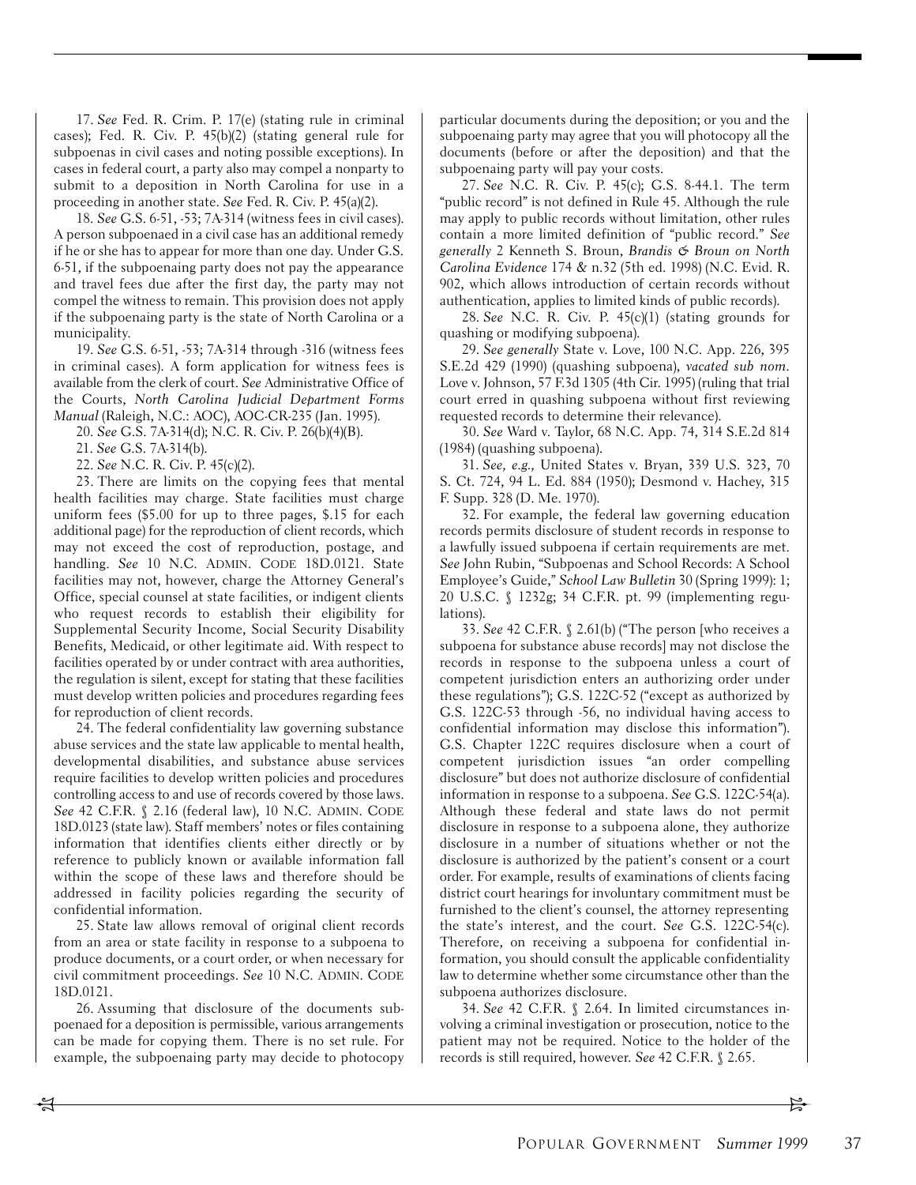17. *See* Fed. R. Crim. P. 17(e) (stating rule in criminal cases); Fed. R. Civ. P. 45(b)(2) (stating general rule for subpoenas in civil cases and noting possible exceptions). In cases in federal court, a party also may compel a nonparty to submit to a deposition in North Carolina for use in a proceeding in another state. *See* Fed. R. Civ. P. 45(a)(2).

18. *See* G.S. 6-51, -53; 7A-314 (witness fees in civil cases). A person subpoenaed in a civil case has an additional remedy if he or she has to appear for more than one day. Under G.S. 6-51, if the subpoenaing party does not pay the appearance and travel fees due after the first day, the party may not compel the witness to remain. This provision does not apply if the subpoenaing party is the state of North Carolina or a municipality.

19. *See* G.S. 6-51, -53; 7A-314 through -316 (witness fees in criminal cases). A form application for witness fees is available from the clerk of court. *See* Administrative Office of the Courts, *North Carolina Judicial Department Forms Manual* (Raleigh, N.C.: AOC), AOC-CR-235 (Jan. 1995).

20. *See* G.S. 7A-314(d); N.C. R. Civ. P. 26(b)(4)(B).

21. *See* G.S. 7A-314(b).

22. *See* N.C. R. Civ. P. 45(c)(2).

23. There are limits on the copying fees that mental health facilities may charge. State facilities must charge uniform fees ($5.00 for up to three pages, $.15 for each additional page) for the reproduction of client records, which may not exceed the cost of reproduction, postage, and handling. *See* 10 N.C. ADMIN. CODE 18D.0121. State facilities may not, however, charge the Attorney General's Office, special counsel at state facilities, or indigent clients who request records to establish their eligibility for Supplemental Security Income, Social Security Disability Benefits, Medicaid, or other legitimate aid. With respect to facilities operated by or under contract with area authorities, the regulation is silent, except for stating that these facilities must develop written policies and procedures regarding fees for reproduction of client records.

24. The federal confidentiality law governing substance abuse services and the state law applicable to mental health, developmental disabilities, and substance abuse services require facilities to develop written policies and procedures controlling access to and use of records covered by those laws. *See* 42 C.F.R. § 2.16 (federal law), 10 N.C. ADMIN. CODE 18D.0123 (state law). Staff members' notes or files containing information that identifies clients either directly or by reference to publicly known or available information fall within the scope of these laws and therefore should be addressed in facility policies regarding the security of confidential information.

25. State law allows removal of original client records from an area or state facility in response to a subpoena to produce documents, or a court order, or when necessary for civil commitment proceedings. *See* 10 N.C. ADMIN. CODE 18D.0121.

26. Assuming that disclosure of the documents subpoenaed for a deposition is permissible, various arrangements can be made for copying them. There is no set rule. For example, the subpoenaing party may decide to photocopy particular documents during the deposition; or you and the subpoenaing party may agree that you will photocopy all the documents (before or after the deposition) and that the subpoenaing party will pay your costs.

27. *See* N.C. R. Civ. P. 45(c); G.S. 8-44.1. The term "public record" is not defined in Rule 45. Although the rule may apply to public records without limitation, other rules contain a more limited definition of "public record." *See generally* 2 Kenneth S. Broun, *Brandis & Broun on North Carolina Evidence* 174 & n.32 (5th ed. 1998) (N.C. Evid. R. 902, which allows introduction of certain records without authentication, applies to limited kinds of public records).

28. *See* N.C. R. Civ. P. 45(c)(1) (stating grounds for quashing or modifying subpoena).

29. *See generally* State v. Love, 100 N.C. App. 226, 395 S.E.2d 429 (1990) (quashing subpoena), *vacated sub nom.* Love v. Johnson, 57 F.3d 1305 (4th Cir. 1995) (ruling that trial court erred in quashing subpoena without first reviewing requested records to determine their relevance).

30. *See* Ward v. Taylor, 68 N.C. App. 74, 314 S.E.2d 814 (1984) (quashing subpoena).

31. *See, e.g.,* United States v. Bryan, 339 U.S. 323, 70 S. Ct. 724, 94 L. Ed. 884 (1950); Desmond v. Hachey, 315 F. Supp. 328 (D. Me. 1970).

32. For example, the federal law governing education records permits disclosure of student records in response to a lawfully issued subpoena if certain requirements are met. *See* John Rubin, "Subpoenas and School Records: A School Employee's Guide," *School Law Bulletin* 30 (Spring 1999): 1; 20 U.S.C. § 1232g; 34 C.F.R. pt. 99 (implementing regulations).

33. *See* 42 C.F.R. § 2.61(b) ("The person [who receives a subpoena for substance abuse records] may not disclose the records in response to the subpoena unless a court of competent jurisdiction enters an authorizing order under these regulations"); G.S. 122C-52 ("except as authorized by G.S. 122C-53 through -56, no individual having access to confidential information may disclose this information"). G.S. Chapter 122C requires disclosure when a court of competent jurisdiction issues "an order compelling disclosure" but does not authorize disclosure of confidential information in response to a subpoena. *See* G.S. 122C-54(a). Although these federal and state laws do not permit disclosure in response to a subpoena alone, they authorize disclosure in a number of situations whether or not the disclosure is authorized by the patient's consent or a court order. For example, results of examinations of clients facing district court hearings for involuntary commitment must be furnished to the client's counsel, the attorney representing the state's interest, and the court. *See* G.S. 122C-54(c). Therefore, on receiving a subpoena for confidential information, you should consult the applicable confidentiality law to determine whether some circumstance other than the subpoena authorizes disclosure.

34. *See* 42 C.F.R. § 2.64. In limited circumstances involving a criminal investigation or prosecution, notice to the patient may not be required. Notice to the holder of the records is still required, however. *See* 42 C.F.R. § 2.65.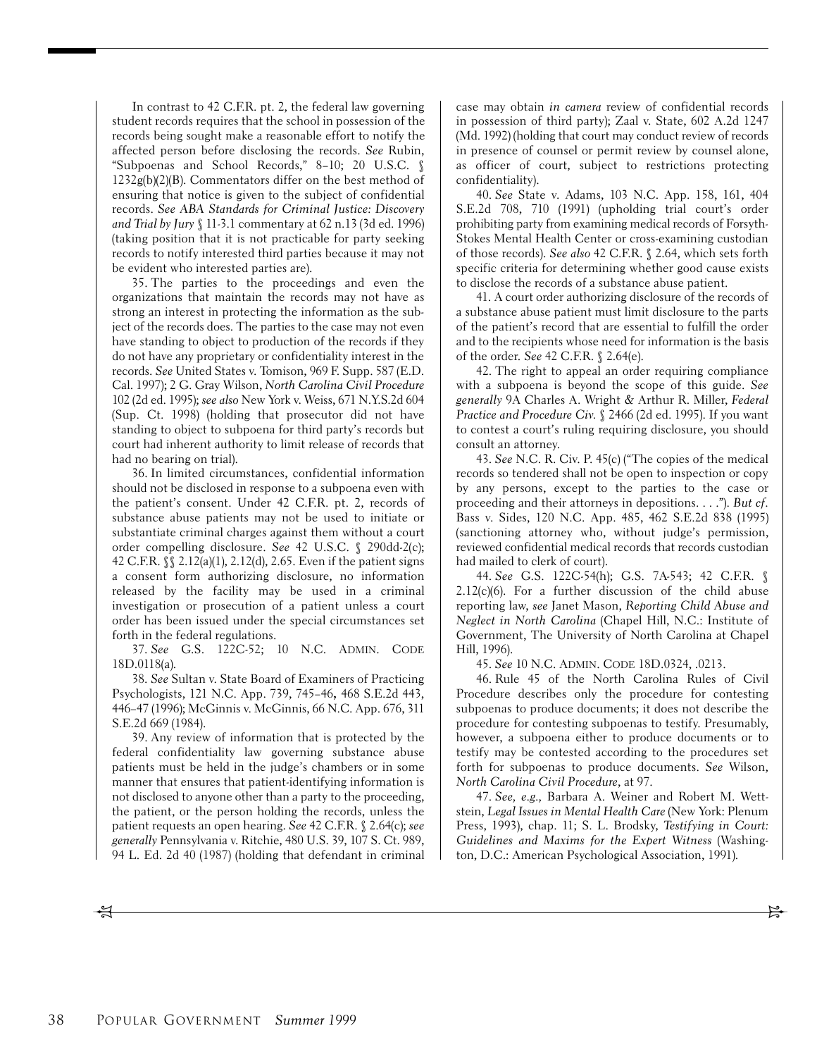In contrast to 42 C.F.R. pt. 2, the federal law governing student records requires that the school in possession of the records being sought make a reasonable effort to notify the affected person before disclosing the records. *See* Rubin, "Subpoenas and School Records," 8–10; 20 U.S.C. § 1232g(b)(2)(B). Commentators differ on the best method of ensuring that notice is given to the subject of confidential records. *See ABA Standards for Criminal Justice: Discovery and Trial by Jury* § 11-3.1 commentary at 62 n.13 (3d ed. 1996) (taking position that it is not practicable for party seeking records to notify interested third parties because it may not be evident who interested parties are).

35. The parties to the proceedings and even the organizations that maintain the records may not have as strong an interest in protecting the information as the subject of the records does. The parties to the case may not even have standing to object to production of the records if they do not have any proprietary or confidentiality interest in the records. *See* United States v. Tomison, 969 F. Supp. 587 (E.D. Cal. 1997); 2 G. Gray Wilson, *North Carolina Civil Procedure* 102 (2d ed. 1995); *see also* New York v. Weiss, 671 N.Y.S.2d 604 (Sup. Ct. 1998) (holding that prosecutor did not have standing to object to subpoena for third party's records but court had inherent authority to limit release of records that had no bearing on trial).

36. In limited circumstances, confidential information should not be disclosed in response to a subpoena even with the patient's consent. Under 42 C.F.R. pt. 2, records of substance abuse patients may not be used to initiate or substantiate criminal charges against them without a court order compelling disclosure. *See* 42 U.S.C. § 290dd-2(c); 42 C.F.R. §§ 2.12(a)(1), 2.12(d), 2.65. Even if the patient signs a consent form authorizing disclosure, no information released by the facility may be used in a criminal investigation or prosecution of a patient unless a court order has been issued under the special circumstances set forth in the federal regulations.

37. *See* G.S. 122C-52; 10 N.C. ADMIN. CODE 18D.0118(a).

38. *See* Sultan v. State Board of Examiners of Practicing Psychologists, 121 N.C. App. 739, 745–46, 468 S.E.2d 443, 446–47 (1996); McGinnis v. McGinnis, 66 N.C. App. 676, 311 S.E.2d 669 (1984).

39. Any review of information that is protected by the federal confidentiality law governing substance abuse patients must be held in the judge's chambers or in some manner that ensures that patient-identifying information is not disclosed to anyone other than a party to the proceeding, the patient, or the person holding the records, unless the patient requests an open hearing. *See* 42 C.F.R. § 2.64(c); *see generally* Pennsylvania v. Ritchie, 480 U.S. 39, 107 S. Ct. 989, 94 L. Ed. 2d 40 (1987) (holding that defendant in criminal case may obtain *in camera* review of confidential records in possession of third party); Zaal v. State, 602 A.2d 1247 (Md. 1992) (holding that court may conduct review of records in presence of counsel or permit review by counsel alone, as officer of court, subject to restrictions protecting confidentiality).

40. *See* State v. Adams, 103 N.C. App. 158, 161, 404 S.E.2d 708, 710 (1991) (upholding trial court's order prohibiting party from examining medical records of Forsyth-Stokes Mental Health Center or cross-examining custodian of those records). *See also* 42 C.F.R. § 2.64, which sets forth specific criteria for determining whether good cause exists to disclose the records of a substance abuse patient.

41. A court order authorizing disclosure of the records of a substance abuse patient must limit disclosure to the parts of the patient's record that are essential to fulfill the order and to the recipients whose need for information is the basis of the order. *See* 42 C.F.R. § 2.64(e).

42. The right to appeal an order requiring compliance with a subpoena is beyond the scope of this guide. *See generally* 9A Charles A. Wright & Arthur R. Miller, *Federal Practice and Procedure Civ.* § 2466 (2d ed. 1995). If you want to contest a court's ruling requiring disclosure, you should consult an attorney.

43. *See* N.C. R. Civ. P. 45(c) ("The copies of the medical records so tendered shall not be open to inspection or copy by any persons, except to the parties to the case or proceeding and their attorneys in depositions. . . ."). *But cf*. Bass v. Sides, 120 N.C. App. 485, 462 S.E.2d 838 (1995) (sanctioning attorney who, without judge's permission, reviewed confidential medical records that records custodian had mailed to clerk of court).

44. *See* G.S. 122C-54(h); G.S. 7A-543; 42 C.F.R. § 2.12(c)(6). For a further discussion of the child abuse reporting law, *see* Janet Mason, *Reporting Child Abuse and Neglect in North Carolina* (Chapel Hill, N.C.: Institute of Government, The University of North Carolina at Chapel Hill, 1996).

45. *See* 10 N.C. ADMIN. CODE 18D.0324, .0213.

46. Rule 45 of the North Carolina Rules of Civil Procedure describes only the procedure for contesting subpoenas to produce documents; it does not describe the procedure for contesting subpoenas to testify. Presumably, however, a subpoena either to produce documents or to testify may be contested according to the procedures set forth for subpoenas to produce documents. *See* Wilson, *North Carolina Civil Procedure*, at 97.

47. *See, e.g.,* Barbara A. Weiner and Robert M. Wettstein, *Legal Issues in Mental Health Care* (New York: Plenum Press, 1993), chap. 11; S. L. Brodsky, *Testifying in Court: Guidelines and Maxims for the Expert Witness* (Washington, D.C.: American Psychological Association, 1991).